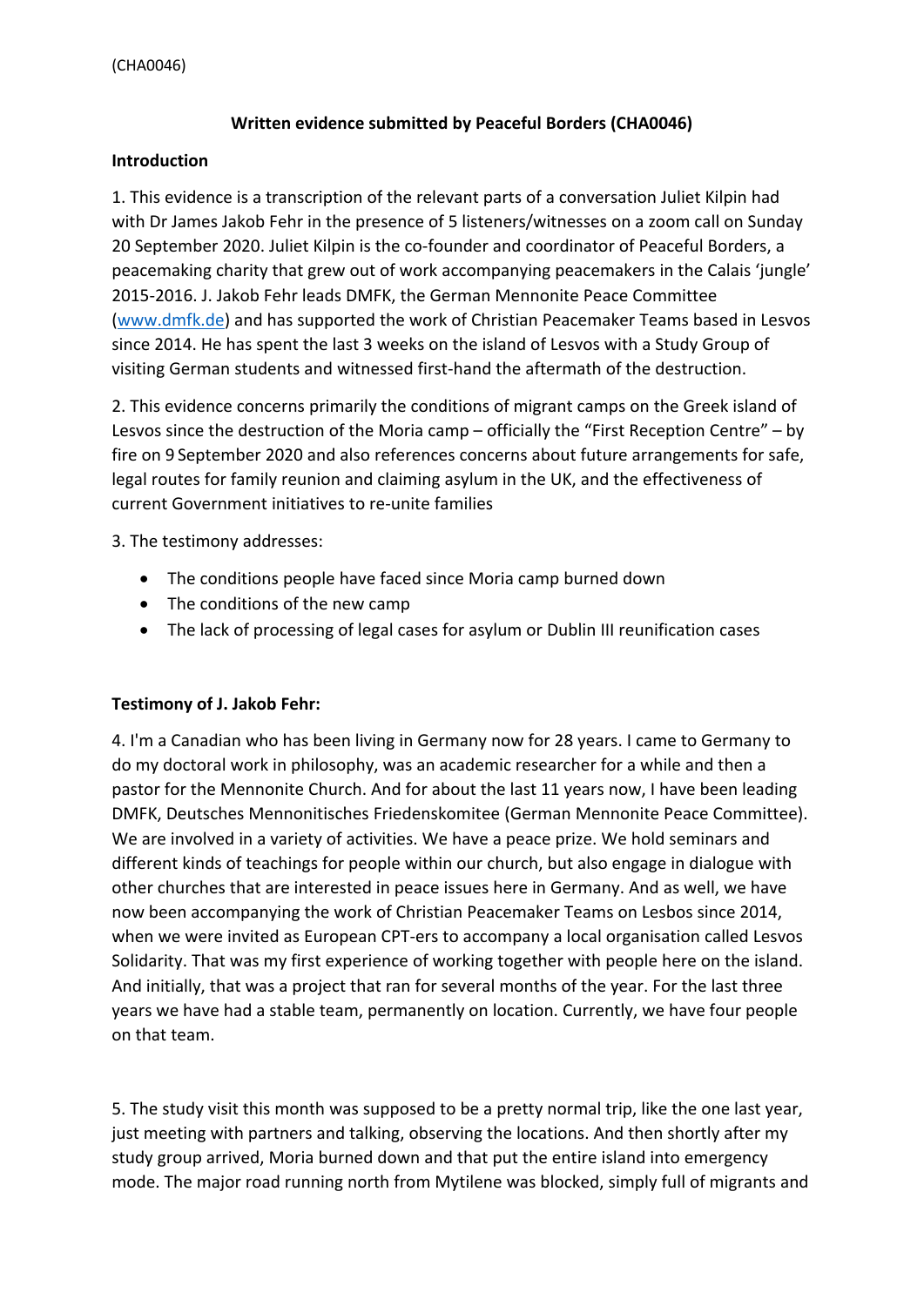(CHA0046)

**Written evidence submitted by Peaceful Borders (CHA0046)**

**Introduction**

1. This evidence is a transcription of the relevant parts of a conversation Juliet Kilpin had with Dr James Jakob Fehr in the presence of 5 listeners/witnesses on a zoom call on Sunday 20 September 2020. Juliet Kilpin is the co-founder and coordinator of Peaceful Borders, a peacemaking charity that grew out of work accompanying peacemakers in the Calais 'jungle' 2015-2016. J. Jakob Fehr leads DMFK, the German Mennonite Peace Committee (www.dmfk.de) and has supported the work of Christian Peacemaker Teams based in Lesvos since 2014. He has spent the last 3 weeks on the island of Lesvos with a Study Group of visiting German students and witnessed first-hand the aftermath of the destruction.

2. This evidence concerns primarily the conditions of migrant camps on the Greek island of Lesvos since the destruction of the Moria camp – officially the "First Reception Centre" – by fire on 9 September 2020 and also references concerns about future arrangements for safe, legal routes for family reunion and claiming asylum in the UK, and the effectiveness of current Government initiatives to re-unite families

3. The testimony addresses:

- The conditions people have faced since Moria camp burned down
- The conditions of the new camp
- The lack of processing of legal cases for asylum or Dublin III reunification cases

**Testimony of J. Jakob Fehr:**

4. I'm a Canadian who has been living in Germany now for 28 years. I came to Germany to do my doctoral work in philosophy, was an academic researcher for a while and then a pastor for the Mennonite Church. And for about the last 11 years now, I have been leading DMFK, Deutsches Mennonitisches Friedenskomitee (German Mennonite Peace Committee). We are involved in a variety of activities. We have a peace prize. We hold seminars and different kinds of teachings for people within our church, but also engage in dialogue with other churches that are interested in peace issues here in Germany. And as well, we have now been accompanying the work of Christian Peacemaker Teams on Lesbos since 2014, when we were invited as European CPT-ers to accompany a local organisation called Lesvos Solidarity. That was my first experience of working together with people here on the island. And initially, that was a project that ran for several months of the year. For the last three years we have had a stable team, permanently on location. Currently, we have four people on that team.

5. The study visit this month was supposed to be a pretty normal trip, like the one last year, just meeting with partners and talking, observing the locations. And then shortly after my study group arrived, Moria burned down and that put the entire island into emergency mode. The major road running north from Mytilene was blocked, simply full of migrants and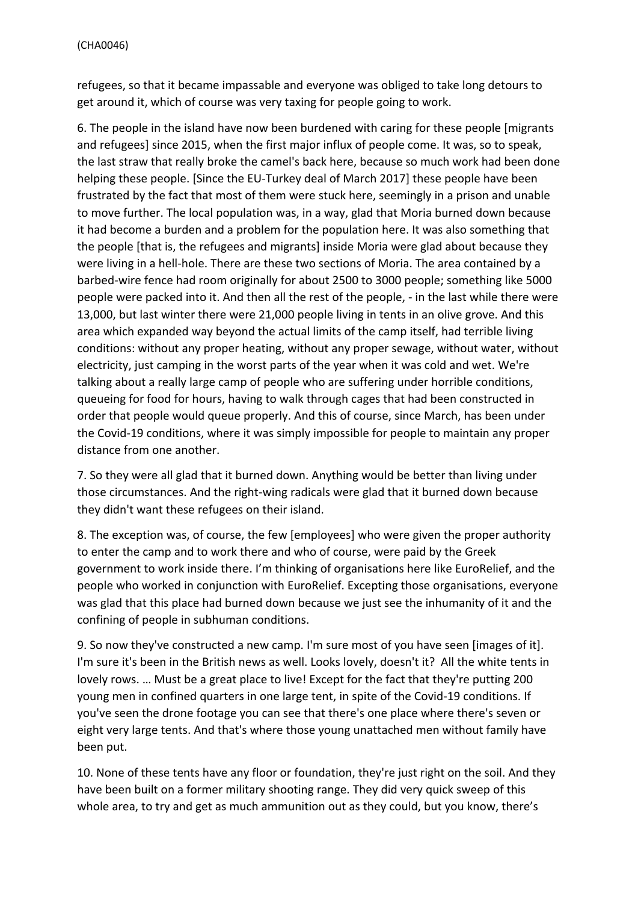refugees, so that it became impassable and everyone was obliged to take long detours to get around it, which of course was very taxing for people going to work.

6. The people in the island have now been burdened with caring for these people [migrants and refugees] since 2015, when the first major influx of people come. It was, so to speak, the last straw that really broke the camel's back here, because so much work had been done helping these people. [Since the EU-Turkey deal of March 2017] these people have been frustrated by the fact that most of them were stuck here, seemingly in a prison and unable to move further. The local population was, in a way, glad that Moria burned down because it had become a burden and a problem for the population here. It was also something that the people [that is, the refugees and migrants] inside Moria were glad about because they were living in a hell-hole. There are these two sections of Moria. The area contained by a barbed-wire fence had room originally for about 2500 to 3000 people; something like 5000 people were packed into it. And then all the rest of the people, - in the last while there were 13,000, but last winter there were 21,000 people living in tents in an olive grove. And this area which expanded way beyond the actual limits of the camp itself, had terrible living conditions: without any proper heating, without any proper sewage, without water, without electricity, just camping in the worst parts of the year when it was cold and wet. We're talking about a really large camp of people who are suffering under horrible conditions, queueing for food for hours, having to walk through cages that had been constructed in order that people would queue properly. And this of course, since March, has been under the Covid-19 conditions, where it was simply impossible for people to maintain any proper distance from one another.

7. So they were all glad that it burned down. Anything would be better than living under those circumstances. And the right-wing radicals were glad that it burned down because they didn't want these refugees on their island.

8. The exception was, of course, the few [employees] who were given the proper authority to enter the camp and to work there and who of course, were paid by the Greek government to work inside there. I'm thinking of organisations here like EuroRelief, and the people who worked in conjunction with EuroRelief. Excepting those organisations, everyone was glad that this place had burned down because we just see the inhumanity of it and the confining of people in subhuman conditions.

9. So now they've constructed a new camp. I'm sure most of you have seen [images of it]. I'm sure it's been in the British news as well. Looks lovely, doesn't it? All the white tents in lovely rows. … Must be a great place to live! Except for the fact that they're putting 200 young men in confined quarters in one large tent, in spite of the Covid-19 conditions. If you've seen the drone footage you can see that there's one place where there's seven or eight very large tents. And that's where those young unattached men without family have been put.

10. None of these tents have any floor or foundation, they're just right on the soil. And they have been built on a former military shooting range. They did very quick sweep of this whole area, to try and get as much ammunition out as they could, but you know, there's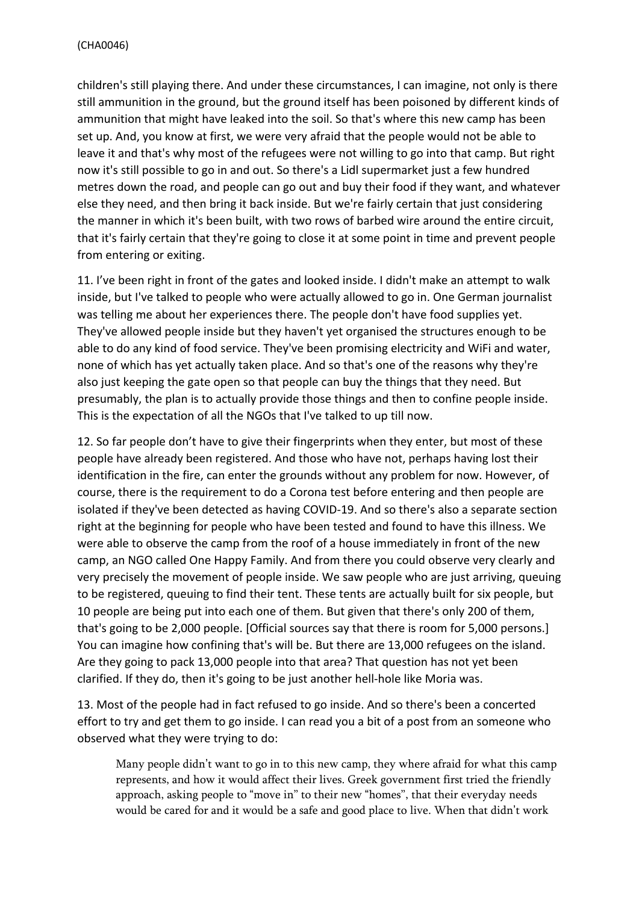children's still playing there. And under these circumstances, I can imagine, not only is there still ammunition in the ground, but the ground itself has been poisoned by different kinds of ammunition that might have leaked into the soil. So that's where this new camp has been set up. And, you know at first, we were very afraid that the people would not be able to leave it and that's why most of the refugees were not willing to go into that camp. But right now it's still possible to go in and out. So there's a Lidl supermarket just a few hundred metres down the road, and people can go out and buy their food if they want, and whatever else they need, and then bring it back inside. But we're fairly certain that just considering the manner in which it's been built, with two rows of barbed wire around the entire circuit, that it's fairly certain that they're going to close it at some point in time and prevent people from entering or exiting.

11. I've been right in front of the gates and looked inside. I didn't make an attempt to walk inside, but I've talked to people who were actually allowed to go in. One German journalist was telling me about her experiences there. The people don't have food supplies yet. They've allowed people inside but they haven't yet organised the structures enough to be able to do any kind of food service. They've been promising electricity and WiFi and water, none of which has yet actually taken place. And so that's one of the reasons why they're also just keeping the gate open so that people can buy the things that they need. But presumably, the plan is to actually provide those things and then to confine people inside. This is the expectation of all the NGOs that I've talked to up till now.

12. So far people don't have to give their fingerprints when they enter, but most of these people have already been registered. And those who have not, perhaps having lost their identification in the fire, can enter the grounds without any problem for now. However, of course, there is the requirement to do a Corona test before entering and then people are isolated if they've been detected as having COVID-19. And so there's also a separate section right at the beginning for people who have been tested and found to have this illness. We were able to observe the camp from the roof of a house immediately in front of the new camp, an NGO called One Happy Family. And from there you could observe very clearly and very precisely the movement of people inside. We saw people who are just arriving, queuing to be registered, queuing to find their tent. These tents are actually built for six people, but 10 people are being put into each one of them. But given that there's only 200 of them, that's going to be 2,000 people. [Official sources say that there is room for 5,000 persons.] You can imagine how confining that's will be. But there are 13,000 refugees on the island. Are they going to pack 13,000 people into that area? That question has not yet been clarified. If they do, then it's going to be just another hell-hole like Moria was.

13. Most of the people had in fact refused to go inside. And so there's been a concerted effort to try and get them to go inside. I can read you a bit of a post from an someone who observed what they were trying to do:

> Many people didn't want to go in to this new camp, they where afraid for what this camp represents, and how it would affect their lives. Greek government first tried the friendly approach, asking people to "move in" to their new "homes", that their everyday needs would be cared for and it would be a safe and good place to live. When that didn't work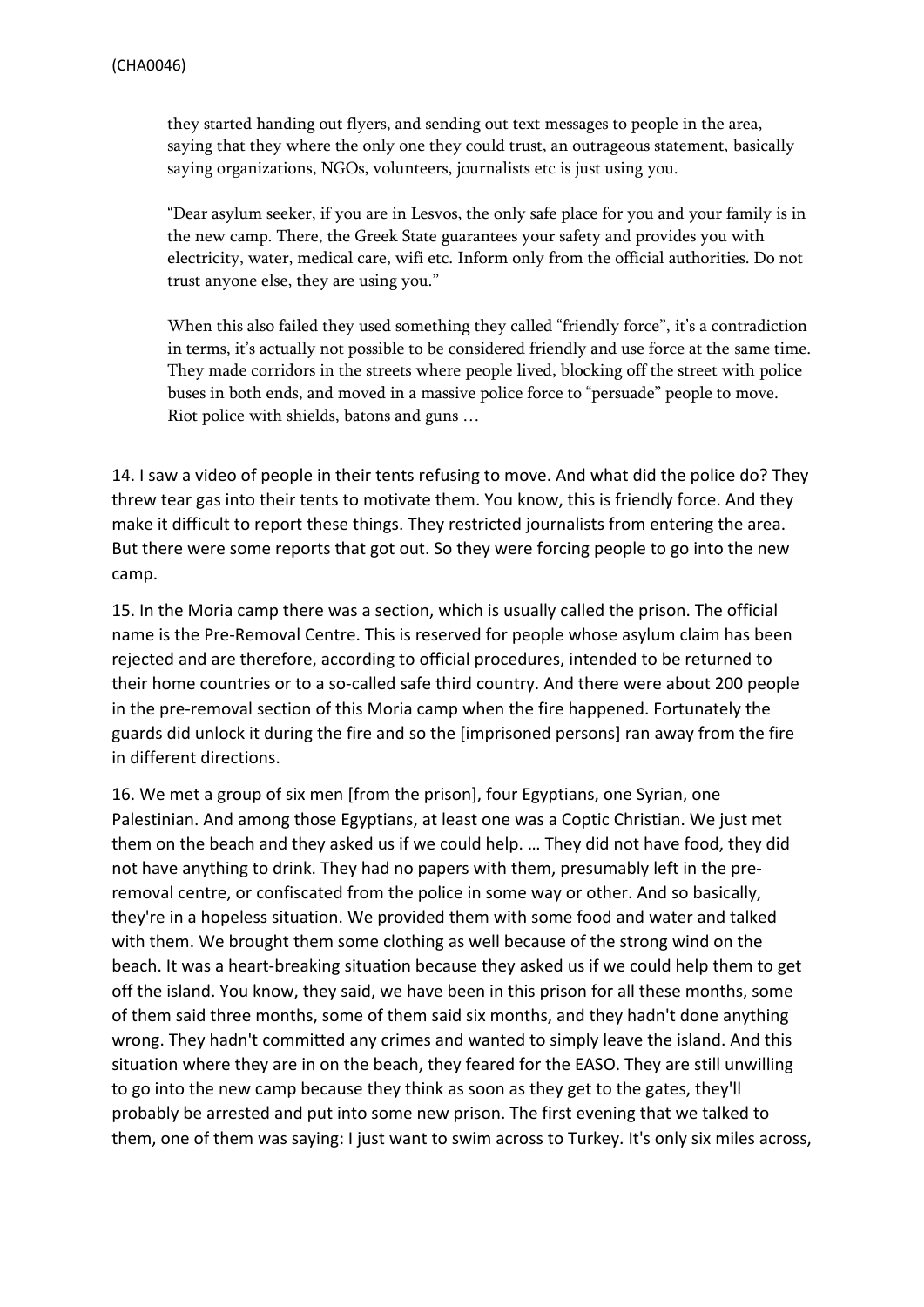> they started handing out flyers, and sending out text messages to people in the area, saying that they where the only one they could trust, an outrageous statement, basically saying organizations, NGOs, volunteers, journalists etc is just using you.
>
> "Dear asylum seeker, if you are in Lesvos, the only safe place for you and your family is in the new camp. There, the Greek State guarantees your safety and provides you with electricity, water, medical care, wifi etc. Inform only from the official authorities. Do not trust anyone else, they are using you."
>
> When this also failed they used something they called "friendly force", it's a contradiction in terms, it's actually not possible to be considered friendly and use force at the same time. They made corridors in the streets where people lived, blocking off the street with police buses in both ends, and moved in a massive police force to "persuade" people to move. Riot police with shields, batons and guns …

14. I saw a video of people in their tents refusing to move. And what did the police do? They threw tear gas into their tents to motivate them. You know, this is friendly force. And they make it difficult to report these things. They restricted journalists from entering the area. But there were some reports that got out. So they were forcing people to go into the new camp.

15. In the Moria camp there was a section, which is usually called the prison. The official name is the Pre-Removal Centre. This is reserved for people whose asylum claim has been rejected and are therefore, according to official procedures, intended to be returned to their home countries or to a so-called safe third country. And there were about 200 people in the pre-removal section of this Moria camp when the fire happened. Fortunately the guards did unlock it during the fire and so the [imprisoned persons] ran away from the fire in different directions.

16. We met a group of six men [from the prison], four Egyptians, one Syrian, one Palestinian. And among those Egyptians, at least one was a Coptic Christian. We just met them on the beach and they asked us if we could help. … They did not have food, they did not have anything to drink. They had no papers with them, presumably left in the pre-removal centre, or confiscated from the police in some way or other. And so basically, they're in a hopeless situation. We provided them with some food and water and talked with them. We brought them some clothing as well because of the strong wind on the beach. It was a heart-breaking situation because they asked us if we could help them to get off the island. You know, they said, we have been in this prison for all these months, some of them said three months, some of them said six months, and they hadn't done anything wrong. They hadn't committed any crimes and wanted to simply leave the island. And this situation where they are in on the beach, they feared for the EASO. They are still unwilling to go into the new camp because they think as soon as they get to the gates, they'll probably be arrested and put into some new prison. The first evening that we talked to them, one of them was saying: I just want to swim across to Turkey. It's only six miles across,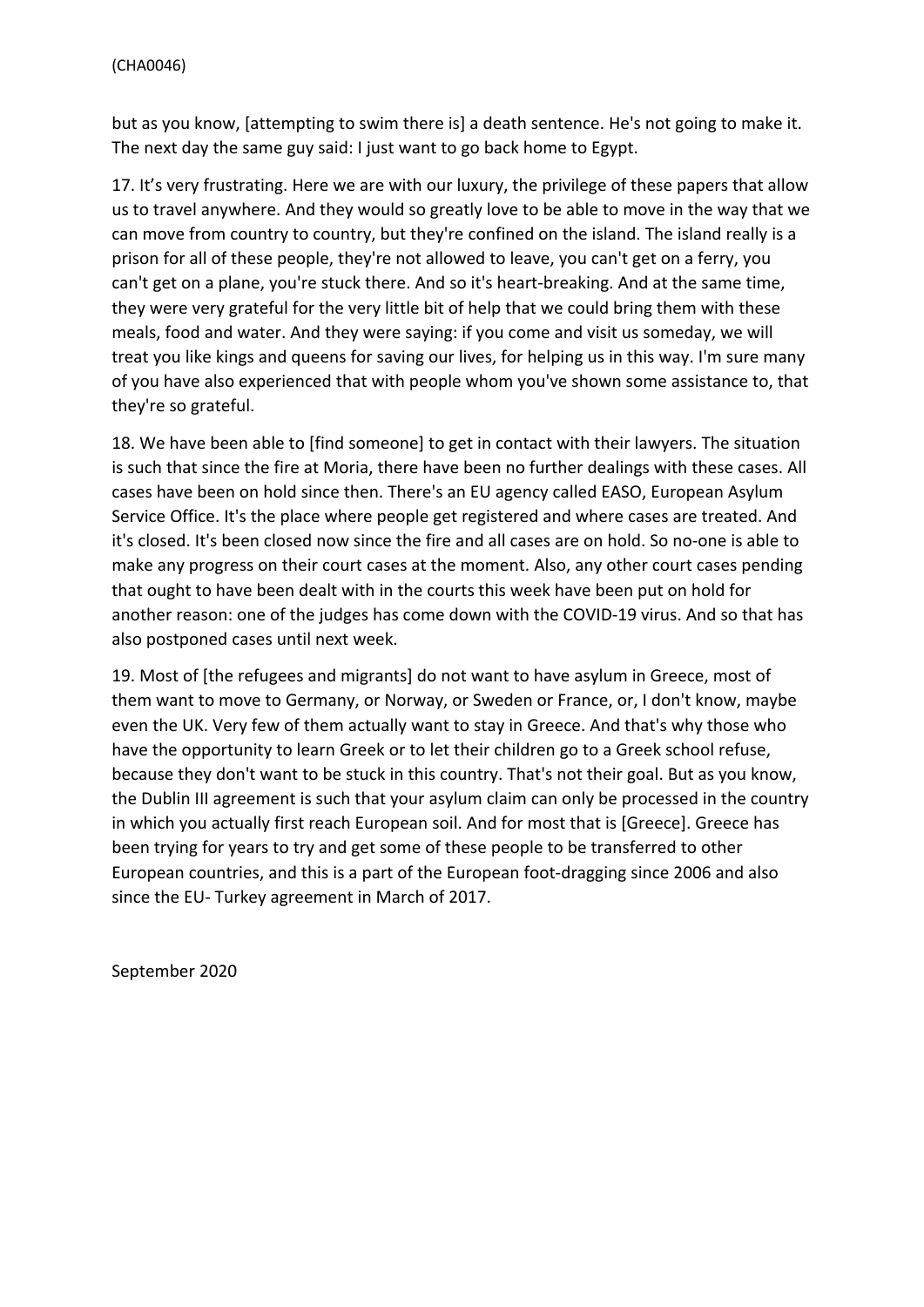but as you know, [attempting to swim there is] a death sentence. He's not going to make it. The next day the same guy said: I just want to go back home to Egypt.

17. It's very frustrating. Here we are with our luxury, the privilege of these papers that allow us to travel anywhere. And they would so greatly love to be able to move in the way that we can move from country to country, but they're confined on the island. The island really is a prison for all of these people, they're not allowed to leave, you can't get on a ferry, you can't get on a plane, you're stuck there. And so it's heart-breaking. And at the same time, they were very grateful for the very little bit of help that we could bring them with these meals, food and water. And they were saying: if you come and visit us someday, we will treat you like kings and queens for saving our lives, for helping us in this way. I'm sure many of you have also experienced that with people whom you've shown some assistance to, that they're so grateful.

18. We have been able to [find someone] to get in contact with their lawyers. The situation is such that since the fire at Moria, there have been no further dealings with these cases. All cases have been on hold since then. There's an EU agency called EASO, European Asylum Service Office. It's the place where people get registered and where cases are treated. And it's closed. It's been closed now since the fire and all cases are on hold. So no-one is able to make any progress on their court cases at the moment. Also, any other court cases pending that ought to have been dealt with in the courts this week have been put on hold for another reason: one of the judges has come down with the COVID-19 virus. And so that has also postponed cases until next week.

19. Most of [the refugees and migrants] do not want to have asylum in Greece, most of them want to move to Germany, or Norway, or Sweden or France, or, I don't know, maybe even the UK. Very few of them actually want to stay in Greece. And that's why those who have the opportunity to learn Greek or to let their children go to a Greek school refuse, because they don't want to be stuck in this country. That's not their goal. But as you know, the Dublin III agreement is such that your asylum claim can only be processed in the country in which you actually first reach European soil. And for most that is [Greece]. Greece has been trying for years to try and get some of these people to be transferred to other European countries, and this is a part of the European foot-dragging since 2006 and also since the EU- Turkey agreement in March of 2017.

September 2020